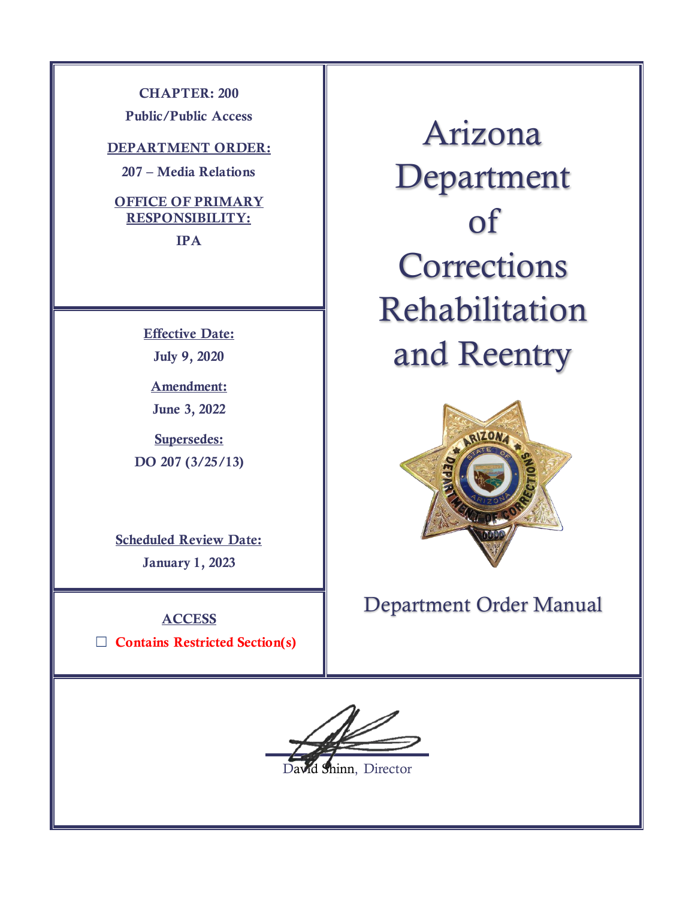**CHAPTER: 200**

**Public/Public Access**

**DEPARTMENT ORDER:**

**207 – Media Relations**

**OFFICE OF PRIMARY RESPONSIBILITY:**

**IPA**

**Effective Date:**

**July 9, 2020**

**Amendment:**

**June 3, 2022**

**Supersedes:**

**DO 207 (3/25/13)**

**Scheduled Review Date:**

**January 1, 2023**

**ACCESS**

☐ **Contains Restricted Section(s)**

# Arizona Department of Corrections Rehabilitation and Reentry

## Department Order Manual

David Shinn, Director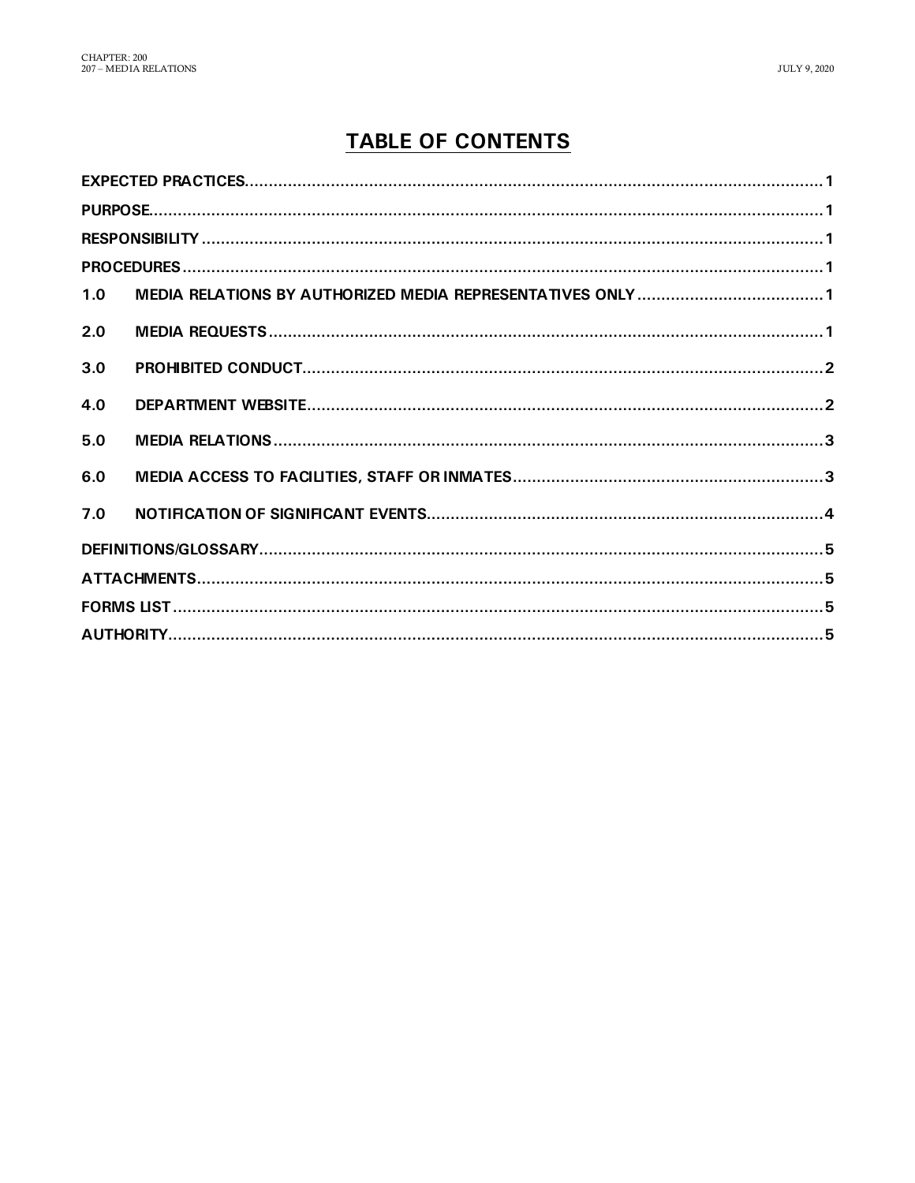# TABLE OF CONTENTS

EXPECTED PRACTICES ........................................................ 1

PURPOSE ........................................................ 1

RESPONSIBILITY ........................................................ 1

PROCEDURES ........................................................ 1

1.0 MEDIA RELATIONS BY AUTHORIZED MEDIA REPRESENTATIVES ONLY ........................................................ 1

2.0 MEDIA REQUESTS ........................................................ 1

3.0 PROHIBITED CONDUCT ........................................................ 2

4.0 DEPARTMENT WEBSITE ........................................................ 2

5.0 MEDIA RELATIONS ........................................................ 3

6.0 MEDIA ACCESS TO FACILITIES, STAFF OR INMATES ........................................................ 3

7.0 NOTIFICATION OF SIGNIFICANT EVENTS ........................................................ 4

DEFINITIONS/GLOSSARY ........................................................ 5

ATTACHMENTS ........................................................ 5

FORMS LIST ........................................................ 5

AUTHORITY ........................................................ 5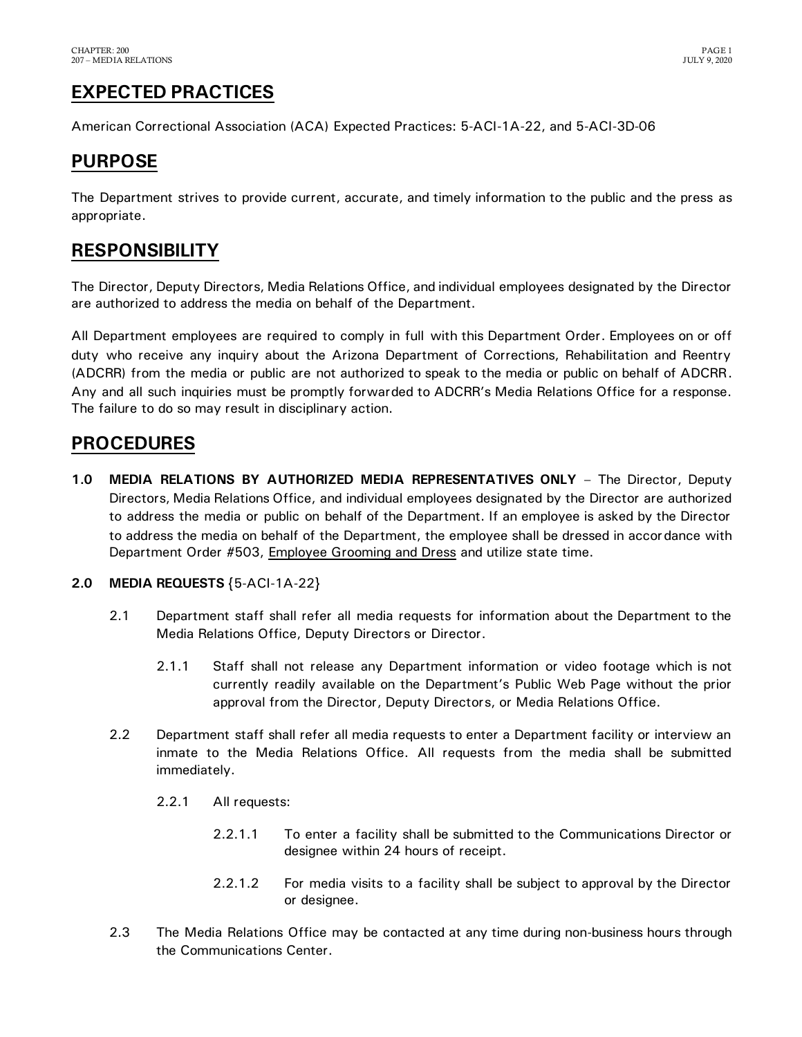## EXPECTED PRACTICES

American Correctional Association (ACA) Expected Practices: 5-ACI-1A-22, and 5-ACI-3D-06

## PURPOSE

The Department strives to provide current, accurate, and timely information to the public and the press as appropriate.

## RESPONSIBILITY

The Director, Deputy Directors, Media Relations Office, and individual employees designated by the Director are authorized to address the media on behalf of the Department.

All Department employees are required to comply in full with this Department Order. Employees on or off duty who receive any inquiry about the Arizona Department of Corrections, Rehabilitation and Reentry (ADCRR) from the media or public are not authorized to speak to the media or public on behalf of ADCRR. Any and all such inquiries must be promptly forwarded to ADCRR's Media Relations Office for a response. The failure to do so may result in disciplinary action.

## PROCEDURES

**1.0 MEDIA RELATIONS BY AUTHORIZED MEDIA REPRESENTATIVES ONLY** – The Director, Deputy Directors, Media Relations Office, and individual employees designated by the Director are authorized to address the media or public on behalf of the Department. If an employee is asked by the Director to address the media on behalf of the Department, the employee shall be dressed in accordance with Department Order #503, Employee Grooming and Dress and utilize state time.

**2.0 MEDIA REQUESTS** {5-ACI-1A-22}

2.1 Department staff shall refer all media requests for information about the Department to the Media Relations Office, Deputy Directors or Director.

2.1.1 Staff shall not release any Department information or video footage which is not currently readily available on the Department's Public Web Page without the prior approval from the Director, Deputy Directors, or Media Relations Office.

2.2 Department staff shall refer all media requests to enter a Department facility or interview an inmate to the Media Relations Office. All requests from the media shall be submitted immediately.

2.2.1 All requests:

2.2.1.1 To enter a facility shall be submitted to the Communications Director or designee within 24 hours of receipt.

2.2.1.2 For media visits to a facility shall be subject to approval by the Director or designee.

2.3 The Media Relations Office may be contacted at any time during non-business hours through the Communications Center.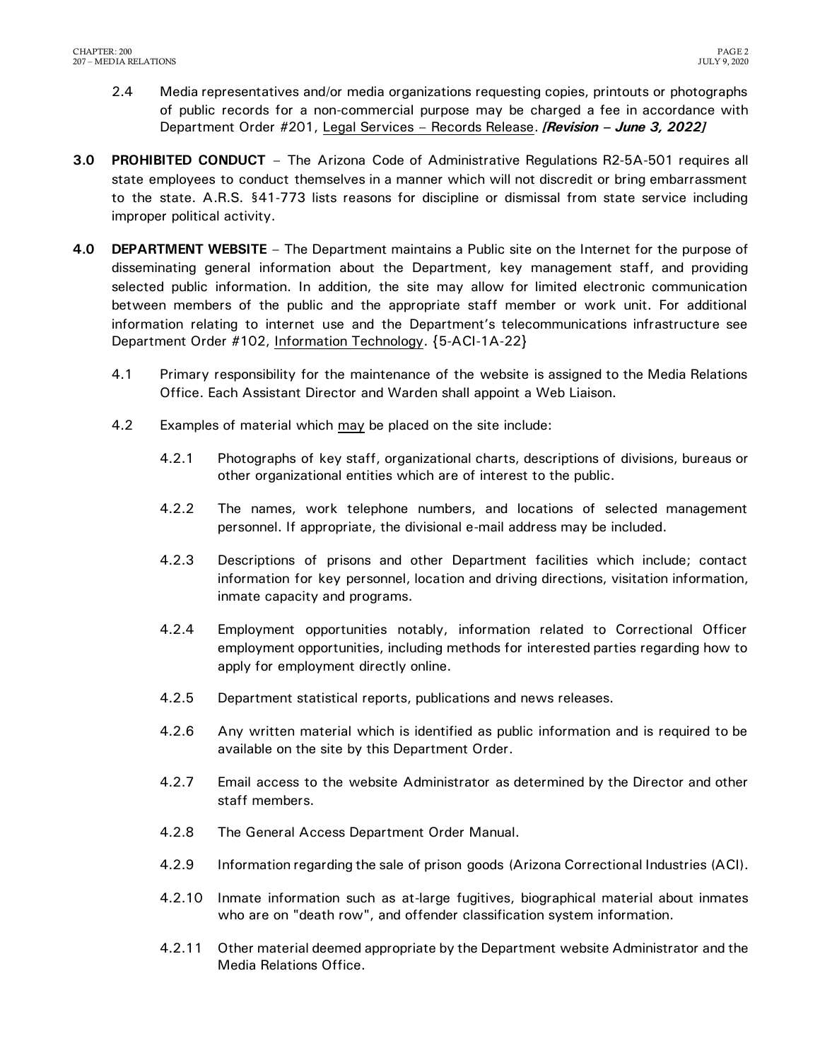2.4 Media representatives and/or media organizations requesting copies, printouts or photographs of public records for a non-commercial purpose may be charged a fee in accordance with Department Order #201, Legal Services – Records Release. ***[Revision – June 3, 2022]***

**3.0 PROHIBITED CONDUCT** – The Arizona Code of Administrative Regulations R2-5A-501 requires all state employees to conduct themselves in a manner which will not discredit or bring embarrassment to the state. A.R.S. §41-773 lists reasons for discipline or dismissal from state service including improper political activity.

**4.0 DEPARTMENT WEBSITE** – The Department maintains a Public site on the Internet for the purpose of disseminating general information about the Department, key management staff, and providing selected public information. In addition, the site may allow for limited electronic communication between members of the public and the appropriate staff member or work unit. For additional information relating to internet use and the Department's telecommunications infrastructure see Department Order #102, Information Technology. {5-ACI-1A-22}

4.1 Primary responsibility for the maintenance of the website is assigned to the Media Relations Office. Each Assistant Director and Warden shall appoint a Web Liaison.

4.2 Examples of material which may be placed on the site include:

4.2.1 Photographs of key staff, organizational charts, descriptions of divisions, bureaus or other organizational entities which are of interest to the public.

4.2.2 The names, work telephone numbers, and locations of selected management personnel. If appropriate, the divisional e-mail address may be included.

4.2.3 Descriptions of prisons and other Department facilities which include; contact information for key personnel, location and driving directions, visitation information, inmate capacity and programs.

4.2.4 Employment opportunities notably, information related to Correctional Officer employment opportunities, including methods for interested parties regarding how to apply for employment directly online.

4.2.5 Department statistical reports, publications and news releases.

4.2.6 Any written material which is identified as public information and is required to be available on the site by this Department Order.

4.2.7 Email access to the website Administrator as determined by the Director and other staff members.

4.2.8 The General Access Department Order Manual.

4.2.9 Information regarding the sale of prison goods (Arizona Correctional Industries (ACI).

4.2.10 Inmate information such as at-large fugitives, biographical material about inmates who are on "death row", and offender classification system information.

4.2.11 Other material deemed appropriate by the Department website Administrator and the Media Relations Office.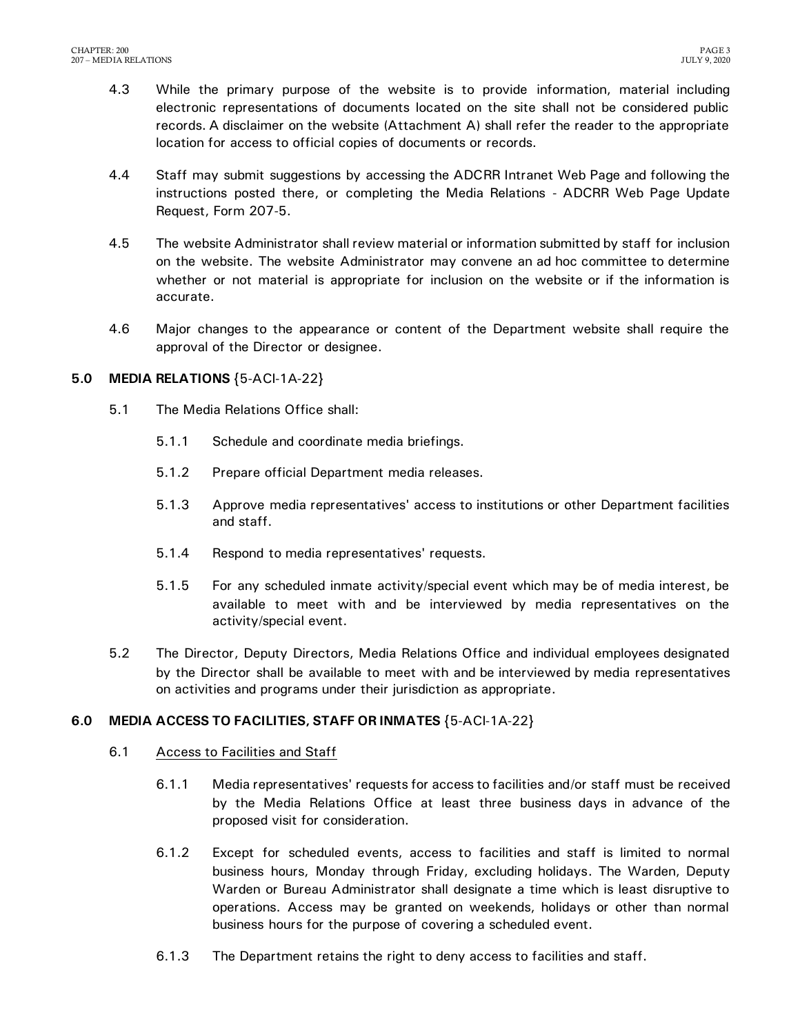4.3 While the primary purpose of the website is to provide information, material including electronic representations of documents located on the site shall not be considered public records. A disclaimer on the website (Attachment A) shall refer the reader to the appropriate location for access to official copies of documents or records.

4.4 Staff may submit suggestions by accessing the ADCRR Intranet Web Page and following the instructions posted there, or completing the Media Relations - ADCRR Web Page Update Request, Form 207-5.

4.5 The website Administrator shall review material or information submitted by staff for inclusion on the website. The website Administrator may convene an ad hoc committee to determine whether or not material is appropriate for inclusion on the website or if the information is accurate.

4.6 Major changes to the appearance or content of the Department website shall require the approval of the Director or designee.

**5.0 MEDIA RELATIONS** {5-ACI-1A-22}

5.1 The Media Relations Office shall:

5.1.1 Schedule and coordinate media briefings.

5.1.2 Prepare official Department media releases.

5.1.3 Approve media representatives' access to institutions or other Department facilities and staff.

5.1.4 Respond to media representatives' requests.

5.1.5 For any scheduled inmate activity/special event which may be of media interest, be available to meet with and be interviewed by media representatives on the activity/special event.

5.2 The Director, Deputy Directors, Media Relations Office and individual employees designated by the Director shall be available to meet with and be interviewed by media representatives on activities and programs under their jurisdiction as appropriate.

**6.0 MEDIA ACCESS TO FACILITIES, STAFF OR INMATES** {5-ACI-1A-22}

6.1 Access to Facilities and Staff

6.1.1 Media representatives' requests for access to facilities and/or staff must be received by the Media Relations Office at least three business days in advance of the proposed visit for consideration.

6.1.2 Except for scheduled events, access to facilities and staff is limited to normal business hours, Monday through Friday, excluding holidays. The Warden, Deputy Warden or Bureau Administrator shall designate a time which is least disruptive to operations. Access may be granted on weekends, holidays or other than normal business hours for the purpose of covering a scheduled event.

6.1.3 The Department retains the right to deny access to facilities and staff.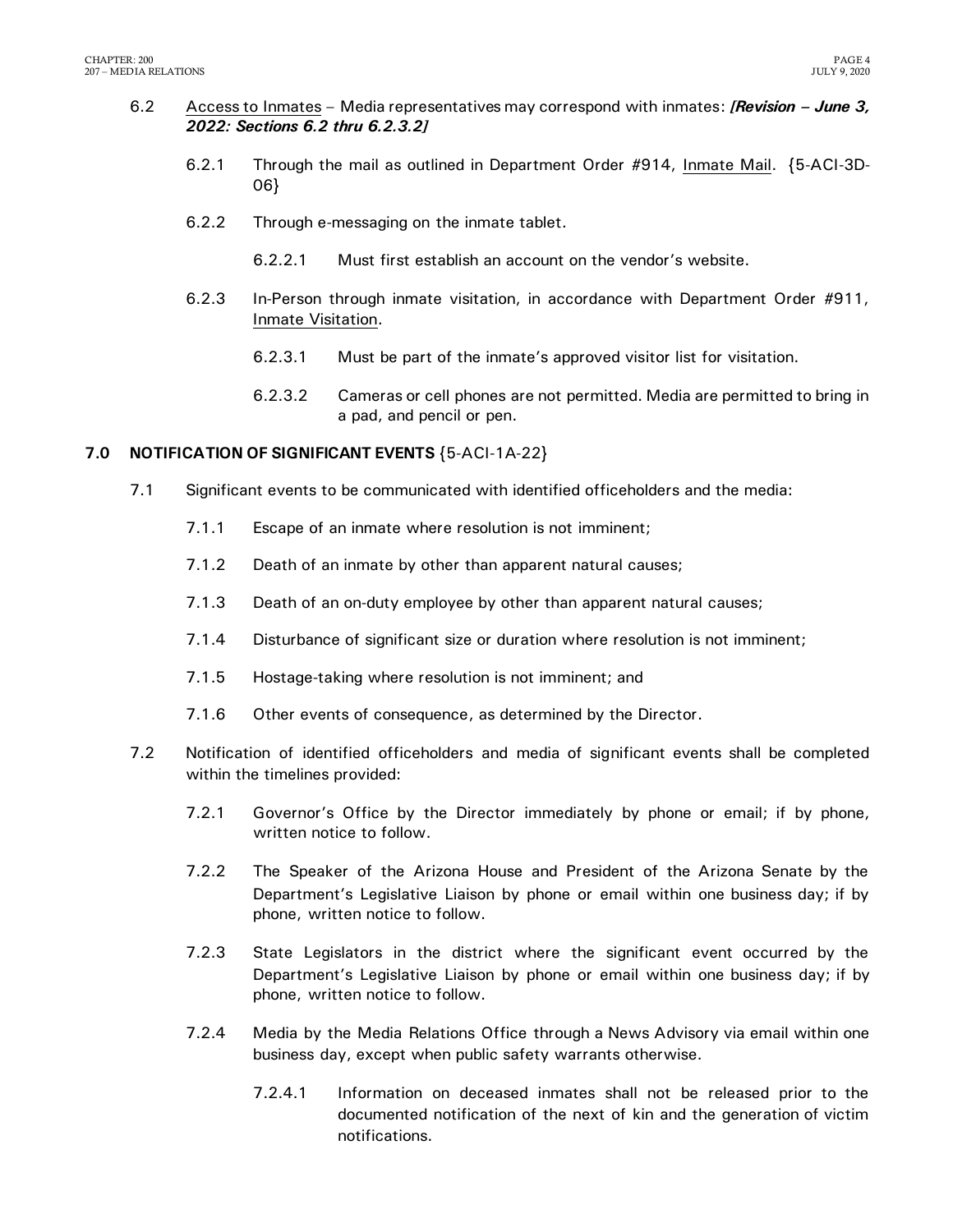6.2 Access to Inmates – Media representatives may correspond with inmates: ***[Revision – June 3, 2022: Sections 6.2 thru 6.2.3.2]***

6.2.1 Through the mail as outlined in Department Order #914, Inmate Mail. {5-ACI-3D-06}

6.2.2 Through e-messaging on the inmate tablet.

6.2.2.1 Must first establish an account on the vendor's website.

6.2.3 In-Person through inmate visitation, in accordance with Department Order #911, Inmate Visitation.

6.2.3.1 Must be part of the inmate's approved visitor list for visitation.

6.2.3.2 Cameras or cell phones are not permitted. Media are permitted to bring in a pad, and pencil or pen.

## 7.0 NOTIFICATION OF SIGNIFICANT EVENTS {5-ACI-1A-22}

7.1 Significant events to be communicated with identified officeholders and the media:

7.1.1 Escape of an inmate where resolution is not imminent;

7.1.2 Death of an inmate by other than apparent natural causes;

7.1.3 Death of an on-duty employee by other than apparent natural causes;

7.1.4 Disturbance of significant size or duration where resolution is not imminent;

7.1.5 Hostage-taking where resolution is not imminent; and

7.1.6 Other events of consequence, as determined by the Director.

7.2 Notification of identified officeholders and media of significant events shall be completed within the timelines provided:

7.2.1 Governor's Office by the Director immediately by phone or email; if by phone, written notice to follow.

7.2.2 The Speaker of the Arizona House and President of the Arizona Senate by the Department's Legislative Liaison by phone or email within one business day; if by phone, written notice to follow.

7.2.3 State Legislators in the district where the significant event occurred by the Department's Legislative Liaison by phone or email within one business day; if by phone, written notice to follow.

7.2.4 Media by the Media Relations Office through a News Advisory via email within one business day, except when public safety warrants otherwise.

7.2.4.1 Information on deceased inmates shall not be released prior to the documented notification of the next of kin and the generation of victim notifications.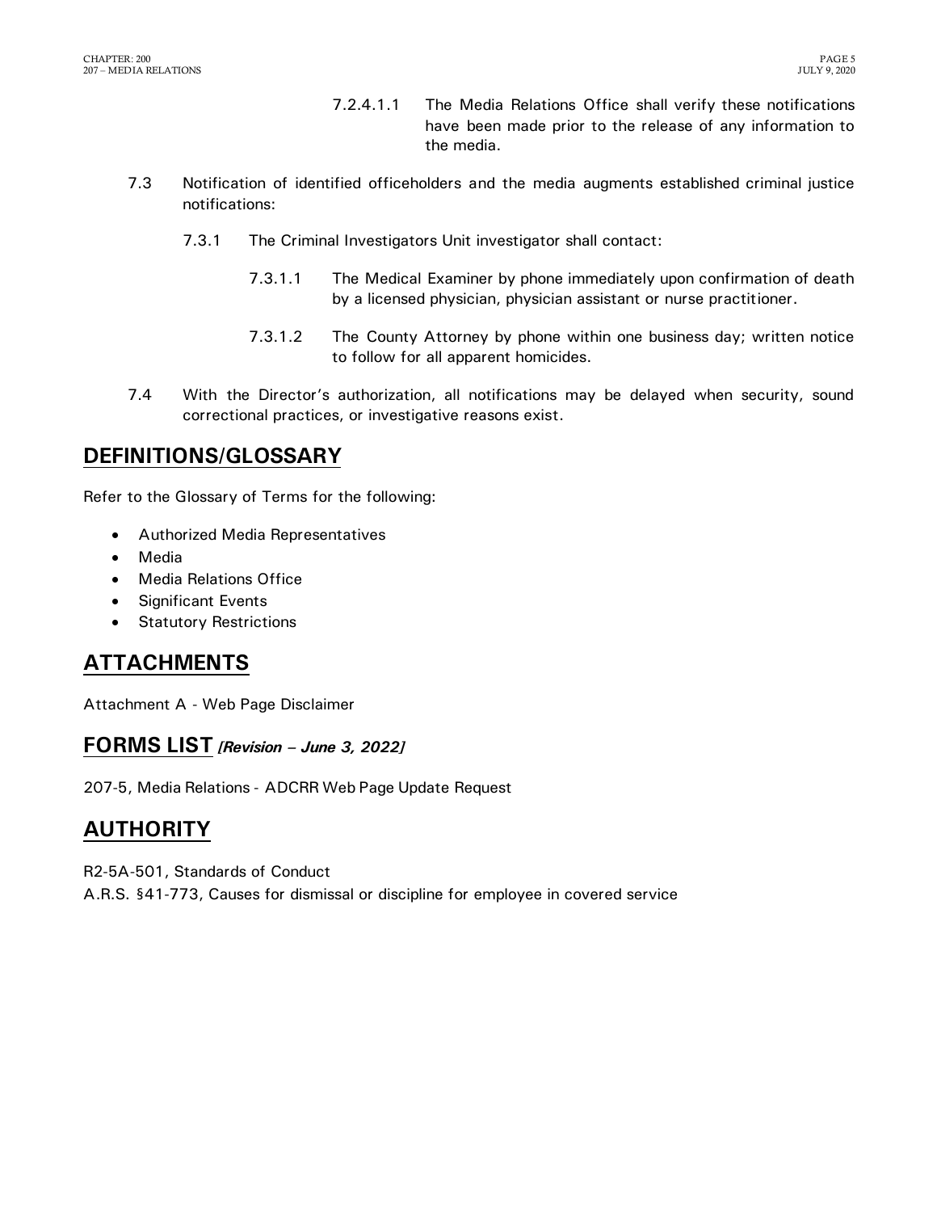7.2.4.1.1 The Media Relations Office shall verify these notifications have been made prior to the release of any information to the media.

7.3 Notification of identified officeholders and the media augments established criminal justice notifications:

7.3.1 The Criminal Investigators Unit investigator shall contact:

7.3.1.1 The Medical Examiner by phone immediately upon confirmation of death by a licensed physician, physician assistant or nurse practitioner.

7.3.1.2 The County Attorney by phone within one business day; written notice to follow for all apparent homicides.

7.4 With the Director's authorization, all notifications may be delayed when security, sound correctional practices, or investigative reasons exist.

## DEFINITIONS/GLOSSARY

Refer to the Glossary of Terms for the following:

- Authorized Media Representatives
- Media
- Media Relations Office
- Significant Events
- Statutory Restrictions

## ATTACHMENTS

Attachment A - Web Page Disclaimer

## FORMS LIST *[Revision – June 3, 2022]*

207-5, Media Relations - ADCRR Web Page Update Request

## AUTHORITY

R2-5A-501, Standards of Conduct

A.R.S. §41-773, Causes for dismissal or discipline for employee in covered service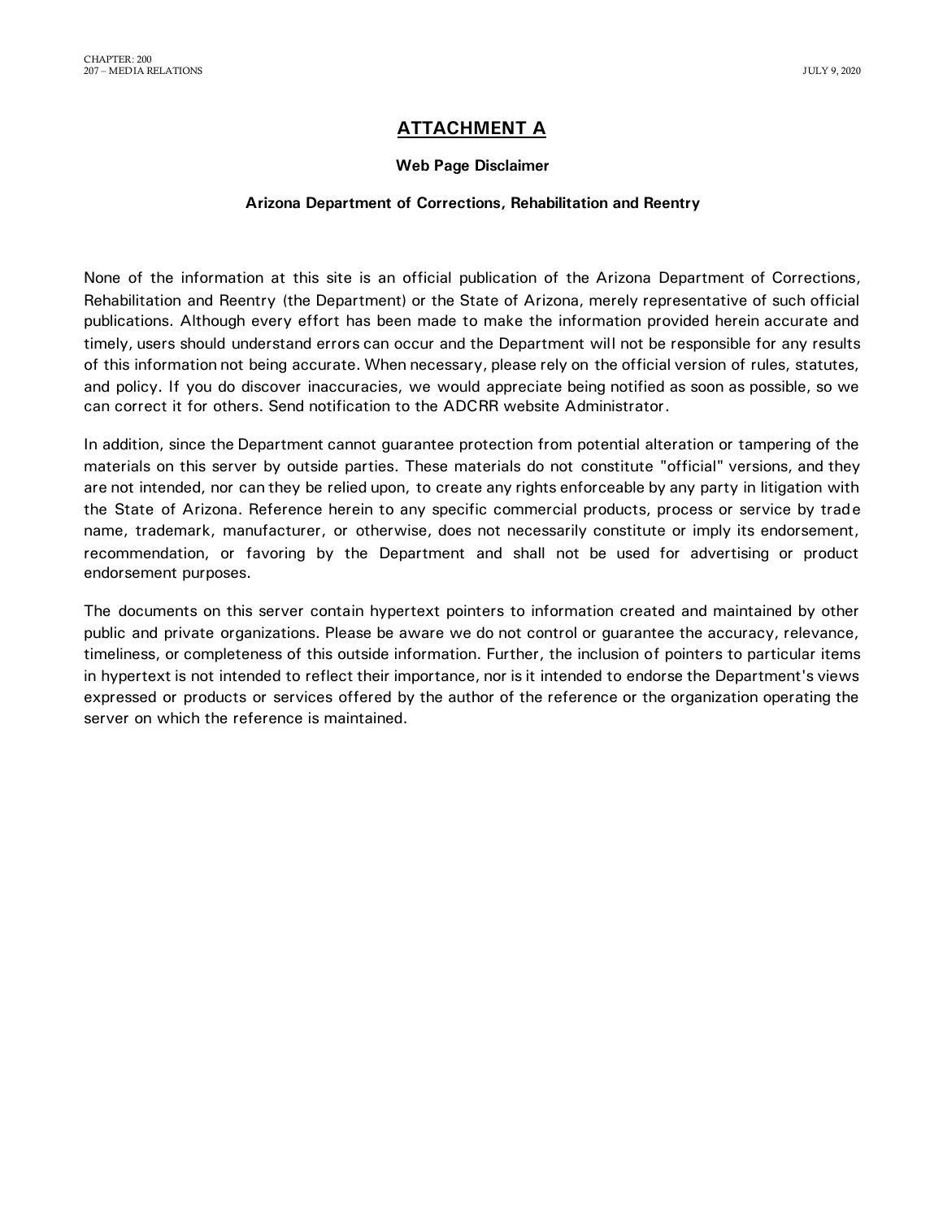# ATTACHMENT A

**Web Page Disclaimer**

**Arizona Department of Corrections, Rehabilitation and Reentry**

None of the information at this site is an official publication of the Arizona Department of Corrections, Rehabilitation and Reentry (the Department) or the State of Arizona, merely representative of such official publications. Although every effort has been made to make the information provided herein accurate and timely, users should understand errors can occur and the Department will not be responsible for any results of this information not being accurate. When necessary, please rely on the official version of rules, statutes, and policy. If you do discover inaccuracies, we would appreciate being notified as soon as possible, so we can correct it for others. Send notification to the ADCRR website Administrator.

In addition, since the Department cannot guarantee protection from potential alteration or tampering of the materials on this server by outside parties. These materials do not constitute "official" versions, and they are not intended, nor can they be relied upon, to create any rights enforceable by any party in litigation with the State of Arizona. Reference herein to any specific commercial products, process or service by trade name, trademark, manufacturer, or otherwise, does not necessarily constitute or imply its endorsement, recommendation, or favoring by the Department and shall not be used for advertising or product endorsement purposes.

The documents on this server contain hypertext pointers to information created and maintained by other public and private organizations. Please be aware we do not control or guarantee the accuracy, relevance, timeliness, or completeness of this outside information. Further, the inclusion of pointers to particular items in hypertext is not intended to reflect their importance, nor is it intended to endorse the Department's views expressed or products or services offered by the author of the reference or the organization operating the server on which the reference is maintained.